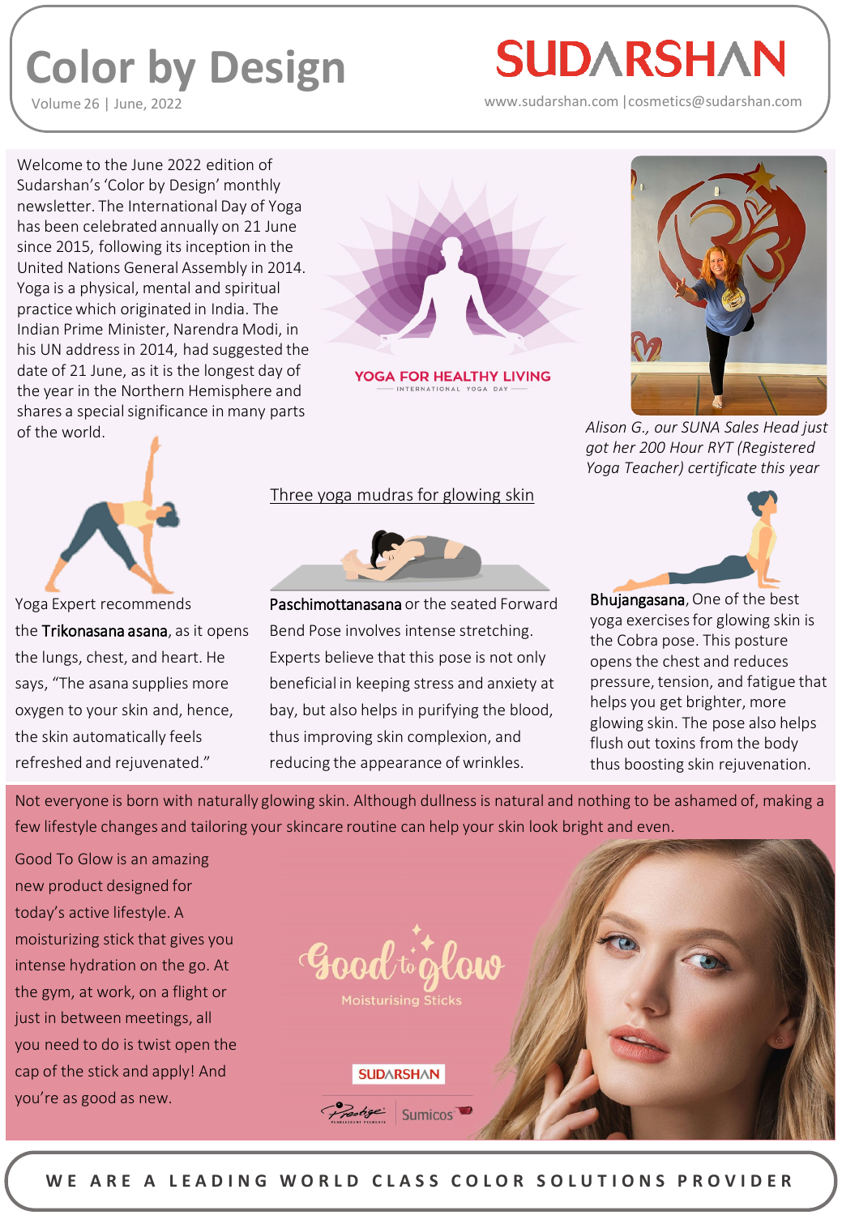# Color by Design

Volume 26 | June, 2022

**SUDARSHAN**

www.sudarshan.com | cosmetics@sudarshan.com

Welcome to the June 2022 edition of Sudarshan's 'Color by Design' monthly newsletter. The International Day of Yoga has been celebrated annually on 21 June since 2015, following its inception in the United Nations General Assembly in 2014. Yoga is a physical, mental and spiritual practice which originated in India. The Indian Prime Minister, Narendra Modi, in his UN address in 2014, had suggested the date of 21 June, as it is the longest day of the year in the Northern Hemisphere and shares a special significance in many parts of the world.

YOGA FOR HEALTHY LIVING
INTERNATIONAL YOGA DAY

*Alison G., our SUNA Sales Head just got her 200 Hour RYT (Registered Yoga Teacher) certificate this year*

## Three yoga mudras for glowing skin

Yoga Expert recommends the **Trikonasana asana**, as it opens the lungs, chest, and heart. He says, "The asana supplies more oxygen to your skin and, hence, the skin automatically feels refreshed and rejuvenated."

**Paschimottanasana** or the seated Forward Bend Pose involves intense stretching. Experts believe that this pose is not only beneficial in keeping stress and anxiety at bay, but also helps in purifying the blood, thus improving skin complexion, and reducing the appearance of wrinkles.

**Bhujangasana**, One of the best yoga exercises for glowing skin is the Cobra pose. This posture opens the chest and reduces pressure, tension, and fatigue that helps you get brighter, more glowing skin. The pose also helps flush out toxins from the body thus boosting skin rejuvenation.

Not everyone is born with naturally glowing skin. Although dullness is natural and nothing to be ashamed of, making a few lifestyle changes and tailoring your skincare routine can help your skin look bright and even.

Good To Glow is an amazing new product designed for today's active lifestyle. A moisturizing stick that gives you intense hydration on the go. At the gym, at work, on a flight or just in between meetings, all you need to do is twist open the cap of the stick and apply! And you're as good as new.

Good to glow
Moisturising Sticks

SUDARSHAN

Prestige | Sumicos

WE ARE A LEADING WORLD CLASS COLOR SOLUTIONS PROVIDER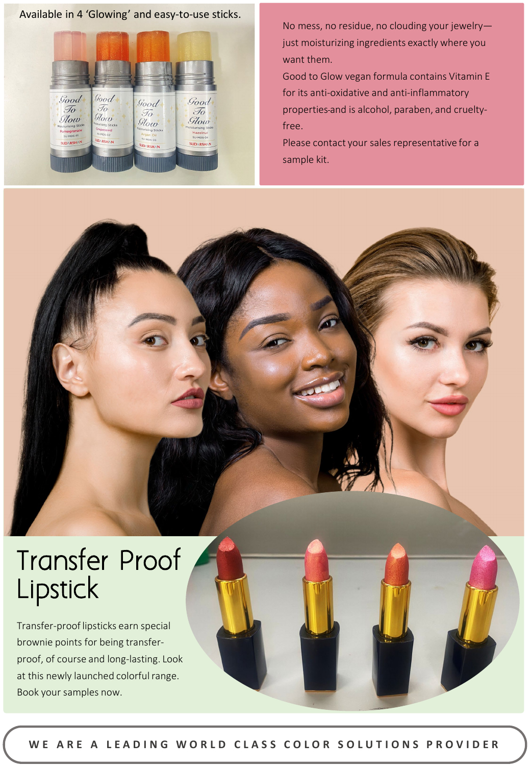Available in 4 'Glowing' and easy-to-use sticks.

No mess, no residue, no clouding your jewelry—just moisturizing ingredients exactly where you want them.

Good to Glow vegan formula contains Vitamin E for its anti-oxidative and anti-inflammatory properties-and is alcohol, paraben, and cruelty-free.

Please contact your sales representative for a sample kit.

# Transfer Proof Lipstick

Transfer-proof lipsticks earn special brownie points for being transfer-proof, of course and long-lasting. Look at this newly launched colorful range. Book your samples now.

**WE ARE A LEADING WORLD CLASS COLOR SOLUTIONS PROVIDER**